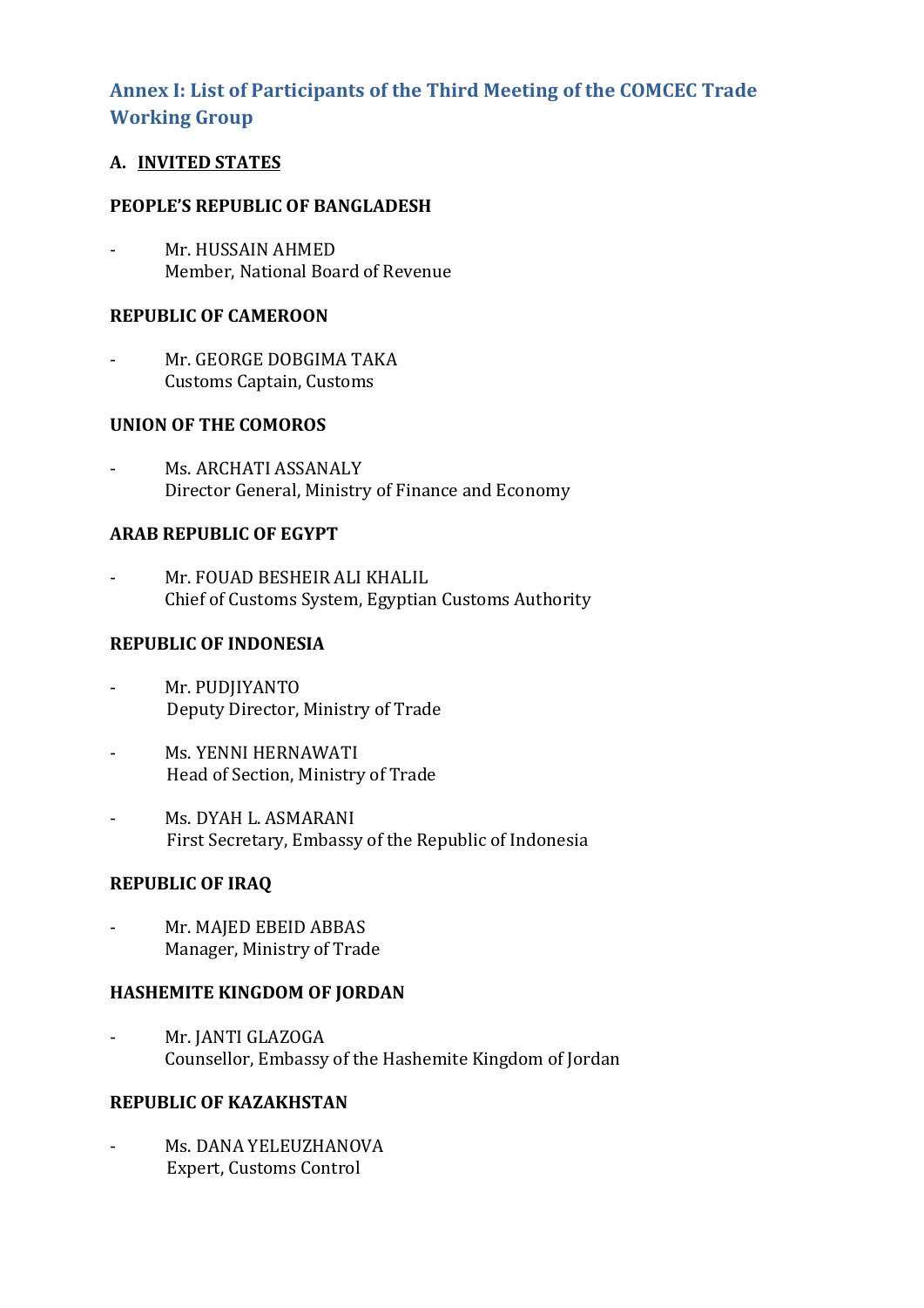## Annex I: List of Participants of the Third Meeting of the COMCEC Trade Working Group

### A. INVITED STATES

**PEOPLE'S REPUBLIC OF BANGLADESH**

- Mr. HUSSAIN AHMED
  Member, National Board of Revenue

**REPUBLIC OF CAMEROON**

- Mr. GEORGE DOBGIMA TAKA
  Customs Captain, Customs

**UNION OF THE COMOROS**

- Ms. ARCHATI ASSANALY
  Director General, Ministry of Finance and Economy

**ARAB REPUBLIC OF EGYPT**

- Mr. FOUAD BESHEIR ALI KHALIL
  Chief of Customs System, Egyptian Customs Authority

**REPUBLIC OF INDONESIA**

- Mr. PUDJIYANTO
  Deputy Director, Ministry of Trade

- Ms. YENNI HERNAWATI
  Head of Section, Ministry of Trade

- Ms. DYAH L. ASMARANI
  First Secretary, Embassy of the Republic of Indonesia

**REPUBLIC OF IRAQ**

- Mr. MAJED EBEID ABBAS
  Manager, Ministry of Trade

**HASHEMITE KINGDOM OF JORDAN**

- Mr. JANTI GLAZOGA
  Counsellor, Embassy of the Hashemite Kingdom of Jordan

**REPUBLIC OF KAZAKHSTAN**

- Ms. DANA YELEUZHANOVA
  Expert, Customs Control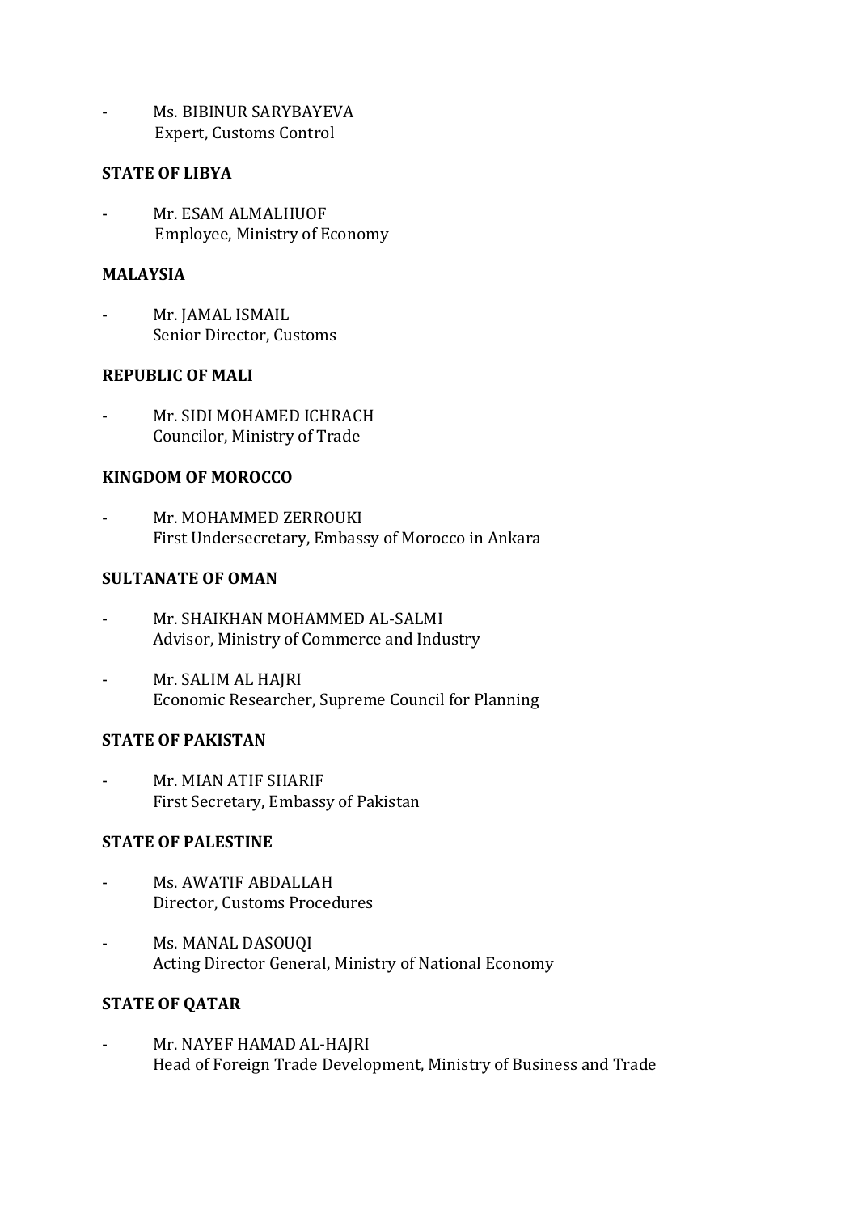- Ms. BIBINUR SARYBAYEVA
  Expert, Customs Control

**STATE OF LIBYA**

- Mr. ESAM ALMALHUOF
  Employee, Ministry of Economy

**MALAYSIA**

- Mr. JAMAL ISMAIL
  Senior Director, Customs

**REPUBLIC OF MALI**

- Mr. SIDI MOHAMED ICHRACH
  Councilor, Ministry of Trade

**KINGDOM OF MOROCCO**

- Mr. MOHAMMED ZERROUKI
  First Undersecretary, Embassy of Morocco in Ankara

**SULTANATE OF OMAN**

- Mr. SHAIKHAN MOHAMMED AL-SALMI
  Advisor, Ministry of Commerce and Industry

- Mr. SALIM AL HAJRI
  Economic Researcher, Supreme Council for Planning

**STATE OF PAKISTAN**

- Mr. MIAN ATIF SHARIF
  First Secretary, Embassy of Pakistan

**STATE OF PALESTINE**

- Ms. AWATIF ABDALLAH
  Director, Customs Procedures

- Ms. MANAL DASOUQI
  Acting Director General, Ministry of National Economy

**STATE OF QATAR**

- Mr. NAYEF HAMAD AL-HAJRI
  Head of Foreign Trade Development, Ministry of Business and Trade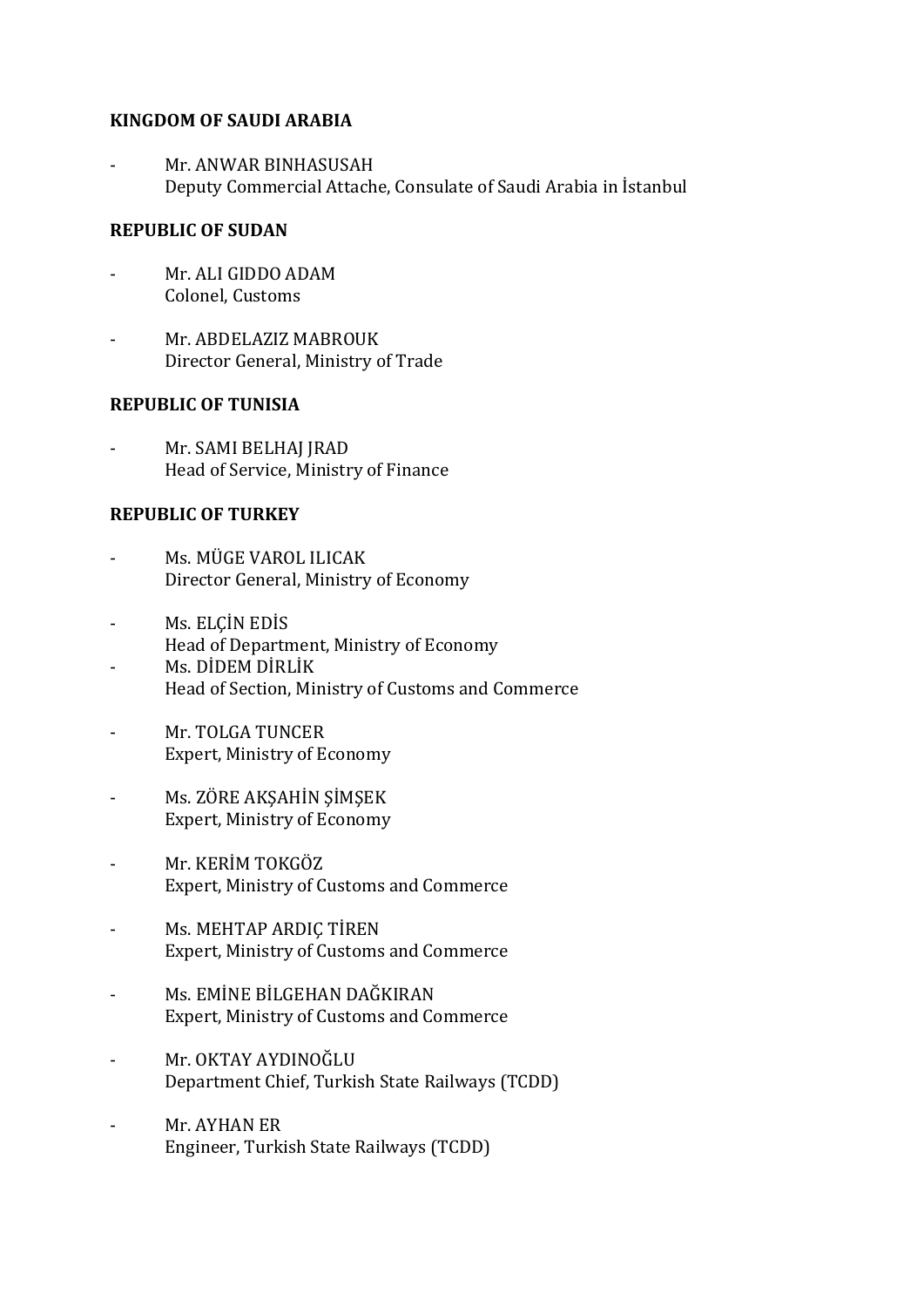**KINGDOM OF SAUDI ARABIA**

- Mr. ANWAR BINHASUSAH
  Deputy Commercial Attache, Consulate of Saudi Arabia in İstanbul

**REPUBLIC OF SUDAN**

- Mr. ALI GIDDO ADAM
  Colonel, Customs

- Mr. ABDELAZIZ MABROUK
  Director General, Ministry of Trade

**REPUBLIC OF TUNISIA**

- Mr. SAMI BELHAJ JRAD
  Head of Service, Ministry of Finance

**REPUBLIC OF TURKEY**

- Ms. MÜGE VAROL ILICAK
  Director General, Ministry of Economy

- Ms. ELÇİN EDİS
  Head of Department, Ministry of Economy
- Ms. DİDEM DİRLİK
  Head of Section, Ministry of Customs and Commerce

- Mr. TOLGA TUNCER
  Expert, Ministry of Economy

- Ms. ZÖRE AKŞAHİN ŞİMŞEK
  Expert, Ministry of Economy

- Mr. KERİM TOKGÖZ
  Expert, Ministry of Customs and Commerce

- Ms. MEHTAP ARDIÇ TİREN
  Expert, Ministry of Customs and Commerce

- Ms. EMİNE BİLGEHAN DAĞKIRAN
  Expert, Ministry of Customs and Commerce

- Mr. OKTAY AYDINOĞLU
  Department Chief, Turkish State Railways (TCDD)

- Mr. AYHAN ER
  Engineer, Turkish State Railways (TCDD)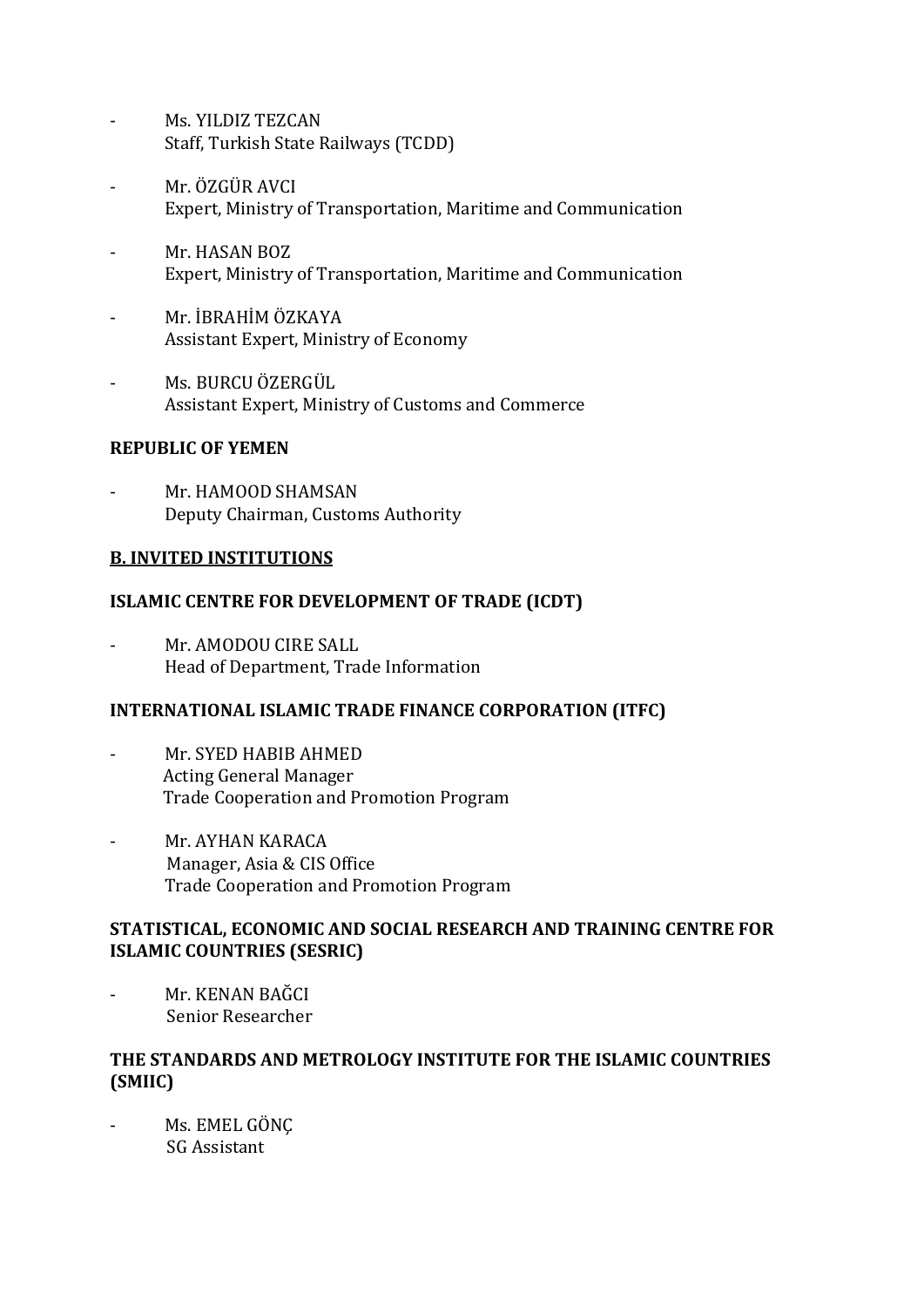- Ms. YILDIZ TEZCAN
  Staff, Turkish State Railways (TCDD)

- Mr. ÖZGÜR AVCI
  Expert, Ministry of Transportation, Maritime and Communication

- Mr. HASAN BOZ
  Expert, Ministry of Transportation, Maritime and Communication

- Mr. İBRAHİM ÖZKAYA
  Assistant Expert, Ministry of Economy

- Ms. BURCU ÖZERGÜL
  Assistant Expert, Ministry of Customs and Commerce

**REPUBLIC OF YEMEN**

- Mr. HAMOOD SHAMSAN
  Deputy Chairman, Customs Authority

**B. INVITED INSTITUTIONS**

**ISLAMIC CENTRE FOR DEVELOPMENT OF TRADE (ICDT)**

- Mr. AMODOU CIRE SALL
  Head of Department, Trade Information

**INTERNATIONAL ISLAMIC TRADE FINANCE CORPORATION (ITFC)**

- Mr. SYED HABIB AHMED
  Acting General Manager
  Trade Cooperation and Promotion Program

- Mr. AYHAN KARACA
  Manager, Asia & CIS Office
  Trade Cooperation and Promotion Program

**STATISTICAL, ECONOMIC AND SOCIAL RESEARCH AND TRAINING CENTRE FOR ISLAMIC COUNTRIES (SESRIC)**

- Mr. KENAN BAĞCI
  Senior Researcher

**THE STANDARDS AND METROLOGY INSTITUTE FOR THE ISLAMIC COUNTRIES (SMIIC)**

- Ms. EMEL GÖNÇ
  SG Assistant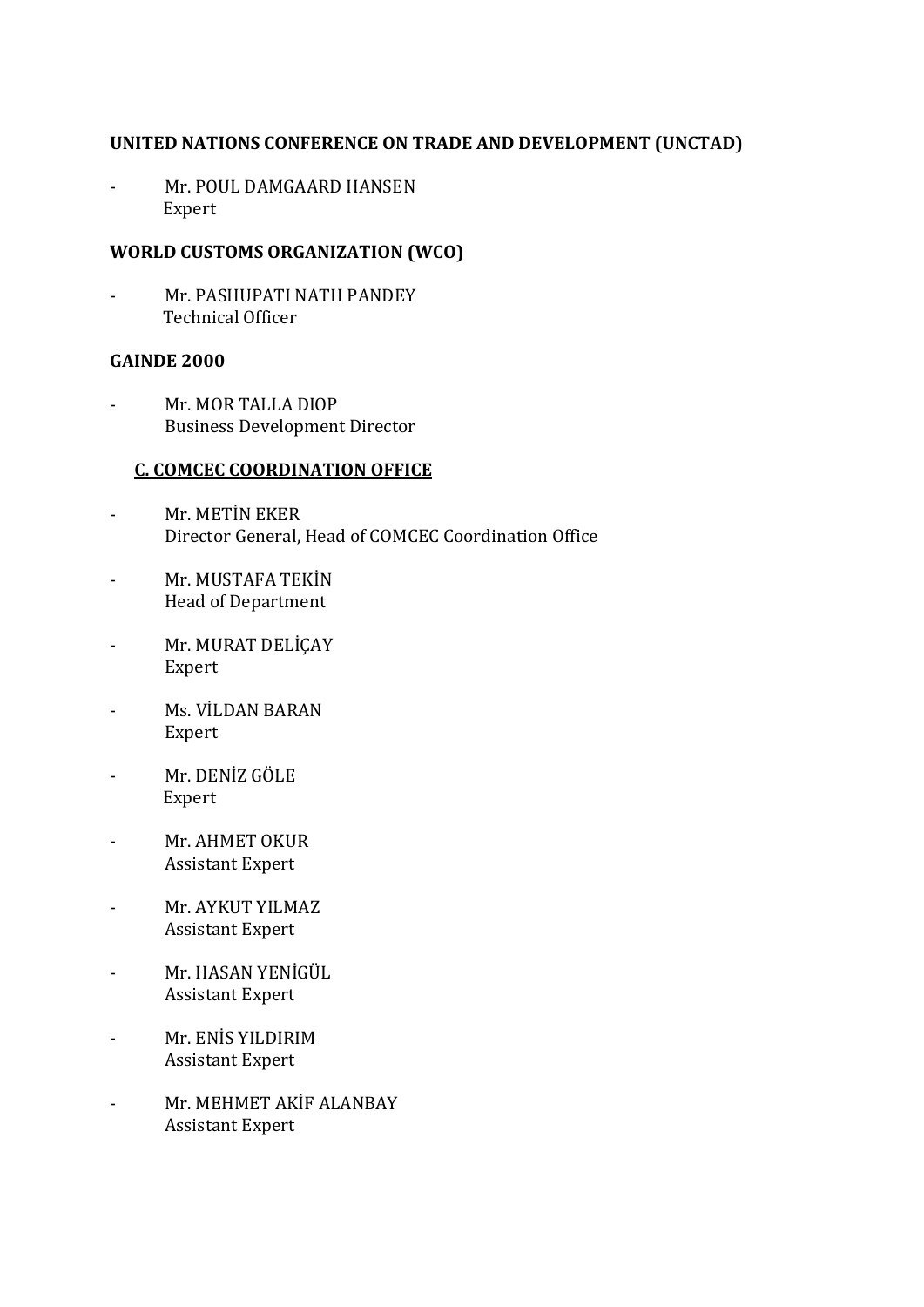**UNITED NATIONS CONFERENCE ON TRADE AND DEVELOPMENT (UNCTAD)**

- Mr. POUL DAMGAARD HANSEN
  Expert

**WORLD CUSTOMS ORGANIZATION (WCO)**

- Mr. PASHUPATI NATH PANDEY
  Technical Officer

**GAINDE 2000**

- Mr. MOR TALLA DIOP
  Business Development Director

## C. COMCEC COORDINATION OFFICE

- Mr. METİN EKER
  Director General, Head of COMCEC Coordination Office

- Mr. MUSTAFA TEKİN
  Head of Department

- Mr. MURAT DELİÇAY
  Expert

- Ms. VİLDAN BARAN
  Expert

- Mr. DENİZ GÖLE
  Expert

- Mr. AHMET OKUR
  Assistant Expert

- Mr. AYKUT YILMAZ
  Assistant Expert

- Mr. HASAN YENİGÜL
  Assistant Expert

- Mr. ENİS YILDIRIM
  Assistant Expert

- Mr. MEHMET AKİF ALANBAY
  Assistant Expert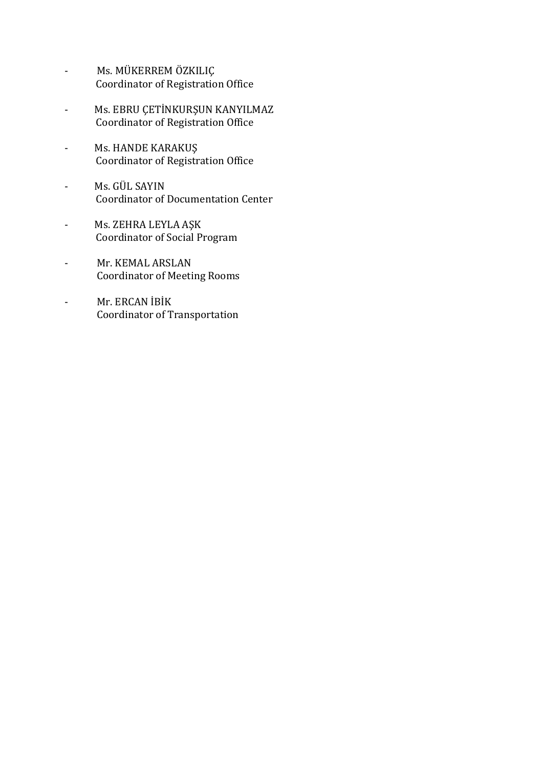- Ms. MÜKERREM ÖZKILIÇ
  Coordinator of Registration Office

- Ms. EBRU ÇETİNKURŞUN KANYILMAZ
  Coordinator of Registration Office

- Ms. HANDE KARAKUŞ
  Coordinator of Registration Office

- Ms. GÜL SAYIN
  Coordinator of Documentation Center

- Ms. ZEHRA LEYLA AŞK
  Coordinator of Social Program

- Mr. KEMAL ARSLAN
  Coordinator of Meeting Rooms

- Mr. ERCAN İBİK
  Coordinator of Transportation